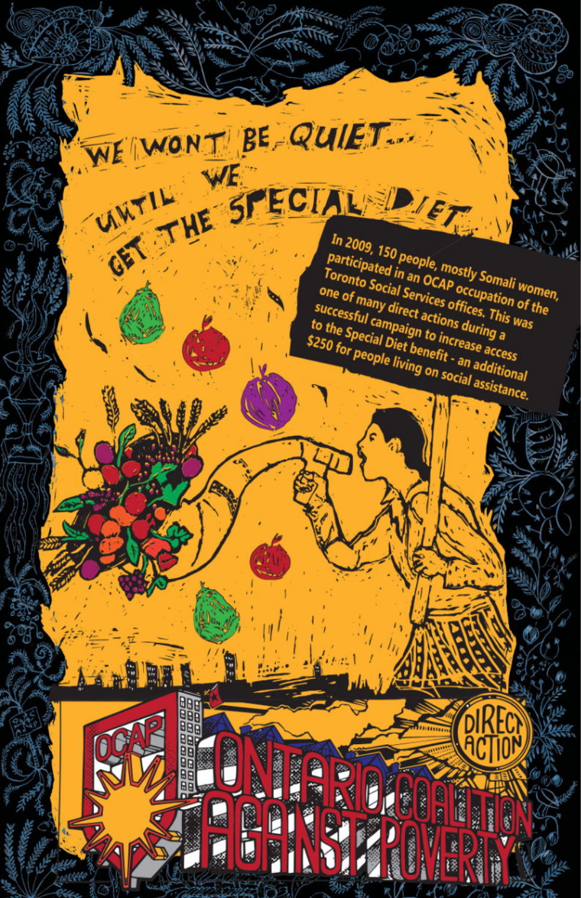# WE WONT BE QUIET... UNTIL WE GET THE SPECIAL DIET

In 2009, 150 people, mostly Somali women, participated in an OCAP occupation of the Toronto Social Services offices. This was one of many direct actions during a successful campaign to increase access to the Special Diet benefit - an additional $250 for people living on social assistance.

DIRECT ACTION

OCAP

## ONTARIO COALITION AGAINST POVERTY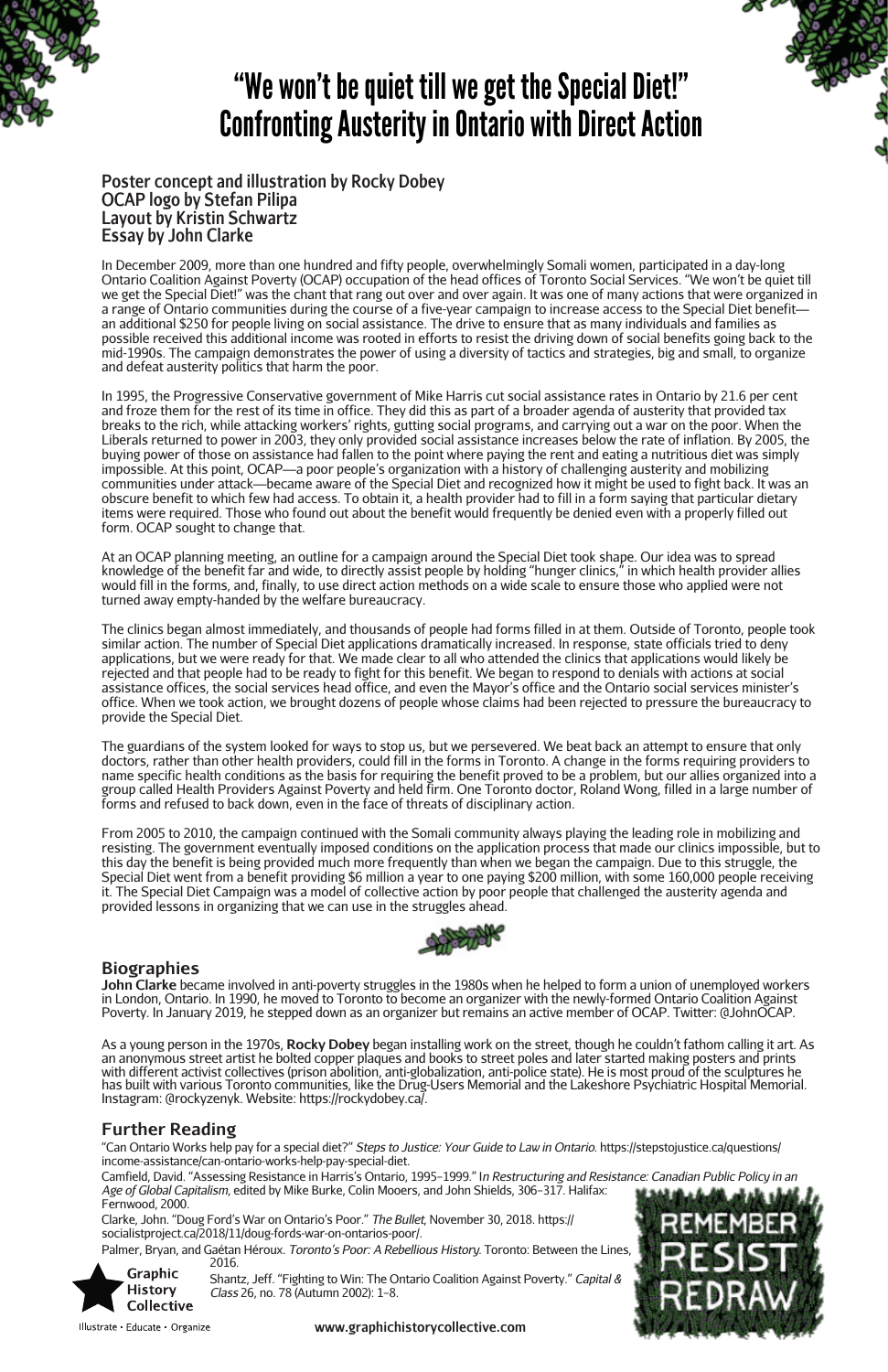# "We won't be quiet till we get the Special Diet!" Confronting Austerity in Ontario with Direct Action

**Poster concept and illustration by Rocky Dobey**
**OCAP logo by Stefan Pilipa**
**Layout by Kristin Schwartz**
**Essay by John Clarke**

In December 2009, more than one hundred and fifty people, overwhelmingly Somali women, participated in a day-long Ontario Coalition Against Poverty (OCAP) occupation of the head offices of Toronto Social Services. "We won't be quiet till we get the Special Diet!" was the chant that rang out over and over again. It was one of many actions that were organized in a range of Ontario communities during the course of a five-year campaign to increase access to the Special Diet benefit—an additional $250 for people living on social assistance. The drive to ensure that as many individuals and families as possible received this additional income was rooted in efforts to resist the driving down of social benefits going back to the mid-1990s. The campaign demonstrates the power of using a diversity of tactics and strategies, big and small, to organize and defeat austerity politics that harm the poor.

In 1995, the Progressive Conservative government of Mike Harris cut social assistance rates in Ontario by 21.6 per cent and froze them for the rest of its time in office. They did this as part of a broader agenda of austerity that provided tax breaks to the rich, while attacking workers' rights, gutting social programs, and carrying out a war on the poor. When the Liberals returned to power in 2003, they only provided social assistance increases below the rate of inflation. By 2005, the buying power of those on assistance had fallen to the point where paying the rent and eating a nutritious diet was simply impossible. At this point, OCAP—a poor people's organization with a history of challenging austerity and mobilizing communities under attack—became aware of the Special Diet and recognized how it might be used to fight back. It was an obscure benefit to which few had access. To obtain it, a health provider had to fill in a form saying that particular dietary items were required. Those who found out about the benefit would frequently be denied even with a properly filled out form. OCAP sought to change that.

At an OCAP planning meeting, an outline for a campaign around the Special Diet took shape. Our idea was to spread knowledge of the benefit far and wide, to directly assist people by holding "hunger clinics," in which health provider allies would fill in the forms, and, finally, to use direct action methods on a wide scale to ensure those who applied were not turned away empty-handed by the welfare bureaucracy.

The clinics began almost immediately, and thousands of people had forms filled in at them. Outside of Toronto, people took similar action. The number of Special Diet applications dramatically increased. In response, state officials tried to deny applications, but we were ready for that. We made clear to all who attended the clinics that applications would likely be rejected and that people had to be ready to fight for this benefit. We began to respond to denials with actions at social assistance offices, the social services head office, and even the Mayor's office and the Ontario social services minister's office. When we took action, we brought dozens of people whose claims had been rejected to pressure the bureaucracy to provide the Special Diet.

The guardians of the system looked for ways to stop us, but we persevered. We beat back an attempt to ensure that only doctors, rather than other health providers, could fill in the forms in Toronto. A change in the forms requiring providers to name specific health conditions as the basis for requiring the benefit proved to be a problem, but our allies organized into a group called Health Providers Against Poverty and held firm. One Toronto doctor, Roland Wong, filled in a large number of forms and refused to back down, even in the face of threats of disciplinary action.

From 2005 to 2010, the campaign continued with the Somali community always playing the leading role in mobilizing and resisting. The government eventually imposed conditions on the application process that made our clinics impossible, but to this day the benefit is being provided much more frequently than when we began the campaign. Due to this struggle, the Special Diet went from a benefit providing $6 million a year to one paying $200 million, with some 160,000 people receiving it. The Special Diet Campaign was a model of collective action by poor people that challenged the austerity agenda and provided lessons in organizing that we can use in the struggles ahead.

## Biographies

**John Clarke** became involved in anti-poverty struggles in the 1980s when he helped to form a union of unemployed workers in London, Ontario. In 1990, he moved to Toronto to become an organizer with the newly-formed Ontario Coalition Against Poverty. In January 2019, he stepped down as an organizer but remains an active member of OCAP. Twitter: @JohnOCAP.

As a young person in the 1970s, **Rocky Dobey** began installing work on the street, though he couldn't fathom calling it art. As an anonymous street artist he bolted copper plaques and books to street poles and later started making posters and prints with different activist collectives (prison abolition, anti-globalization, anti-police state). He is most proud of the sculptures he has built with various Toronto communities, like the Drug-Users Memorial and the Lakeshore Psychiatric Hospital Memorial. Instagram: @rockyzenyk. Website: https://rockydobey.ca/.

## Further Reading

"Can Ontario Works help pay for a special diet?" *Steps to Justice: Your Guide to Law in Ontario.* https://stepstojustice.ca/questions/income-assistance/can-ontario-works-help-pay-special-diet.

Camfield, David. "Assessing Resistance in Harris's Ontario, 1995–1999." I*n Restructuring and Resistance: Canadian Public Policy in an Age of Global Capitalism*, edited by Mike Burke, Colin Mooers, and John Shields, 306–317. Halifax: Fernwood, 2000.

Clarke, John. "Doug Ford's War on Ontario's Poor." *The Bullet*, November 30, 2018. https://socialistproject.ca/2018/11/doug-fords-war-on-ontarios-poor/.

Palmer, Bryan, and Gaétan Héroux. *Toronto's Poor: A Rebellious History.* Toronto: Between the Lines, 2016.

Shantz, Jeff. "Fighting to Win: The Ontario Coalition Against Poverty." *Capital & Class* 26, no. 78 (Autumn 2002): 1–8.

Graphic History Collective

Illustrate • Educate • Organize

www.graphichistorycollective.com

REMEMBER RESIST REDRAW